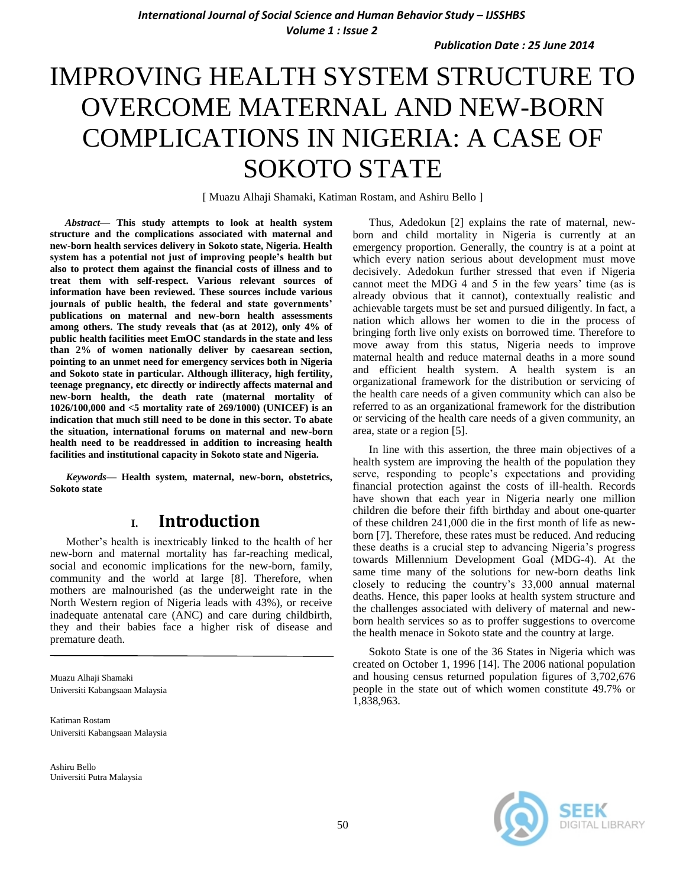# IMPROVING HEALTH SYSTEM STRUCTURE TO OVERCOME MATERNAL AND NEW-BORN COMPLICATIONS IN NIGERIA: A CASE OF SOKOTO STATE

[ Muazu Alhaji Shamaki, Katiman Rostam, and Ashiru Bello ]

***Abstract*— This study attempts to look at health system structure and the complications associated with maternal and new-born health services delivery in Sokoto state, Nigeria. Health system has a potential not just of improving people's health but also to protect them against the financial costs of illness and to treat them with self-respect. Various relevant sources of information have been reviewed. These sources include various journals of public health, the federal and state governments' publications on maternal and new-born health assessments among others. The study reveals that (as at 2012), only 4% of public health facilities meet EmOC standards in the state and less than 2% of women nationally deliver by caesarean section, pointing to an unmet need for emergency services both in Nigeria and Sokoto state in particular. Although illiteracy, high fertility, teenage pregnancy, etc directly or indirectly affects maternal and new-born health, the death rate (maternal mortality of 1026/100,000 and <5 mortality rate of 269/1000) (UNICEF) is an indication that much still need to be done in this sector. To abate the situation, international forums on maternal and new-born health need to be readdressed in addition to increasing health facilities and institutional capacity in Sokoto state and Nigeria.**

***Keywords*— Health system, maternal, new-born, obstetrics, Sokoto state**

## I. Introduction

Mother's health is inextricably linked to the health of her new-born and maternal mortality has far-reaching medical, social and economic implications for the new-born, family, community and the world at large [8]. Therefore, when mothers are malnourished (as the underweight rate in the North Western region of Nigeria leads with 43%), or receive inadequate antenatal care (ANC) and care during childbirth, they and their babies face a higher risk of disease and premature death.

Muazu Alhaji Shamaki
Universiti Kabangsaan Malaysia

Katiman Rostam
Universiti Kabangsaan Malaysia

Ashiru Bello
Universiti Putra Malaysia

Thus, Adedokun [2] explains the rate of maternal, new-born and child mortality in Nigeria is currently at an emergency proportion. Generally, the country is at a point at which every nation serious about development must move decisively. Adedokun further stressed that even if Nigeria cannot meet the MDG 4 and 5 in the few years' time (as is already obvious that it cannot), contextually realistic and achievable targets must be set and pursued diligently. In fact, a nation which allows her women to die in the process of bringing forth live only exists on borrowed time. Therefore to move away from this status, Nigeria needs to improve maternal health and reduce maternal deaths in a more sound and efficient health system. A health system is an organizational framework for the distribution or servicing of the health care needs of a given community which can also be referred to as an organizational framework for the distribution or servicing of the health care needs of a given community, an area, state or a region [5].

In line with this assertion, the three main objectives of a health system are improving the health of the population they serve, responding to people's expectations and providing financial protection against the costs of ill-health. Records have shown that each year in Nigeria nearly one million children die before their fifth birthday and about one-quarter of these children 241,000 die in the first month of life as new-born [7]. Therefore, these rates must be reduced. And reducing these deaths is a crucial step to advancing Nigeria's progress towards Millennium Development Goal (MDG-4). At the same time many of the solutions for new-born deaths link closely to reducing the country's 33,000 annual maternal deaths. Hence, this paper looks at health system structure and the challenges associated with delivery of maternal and new-born health services so as to proffer suggestions to overcome the health menace in Sokoto state and the country at large.

Sokoto State is one of the 36 States in Nigeria which was created on October 1, 1996 [14]. The 2006 national population and housing census returned population figures of 3,702,676 people in the state out of which women constitute 49.7% or 1,838,963.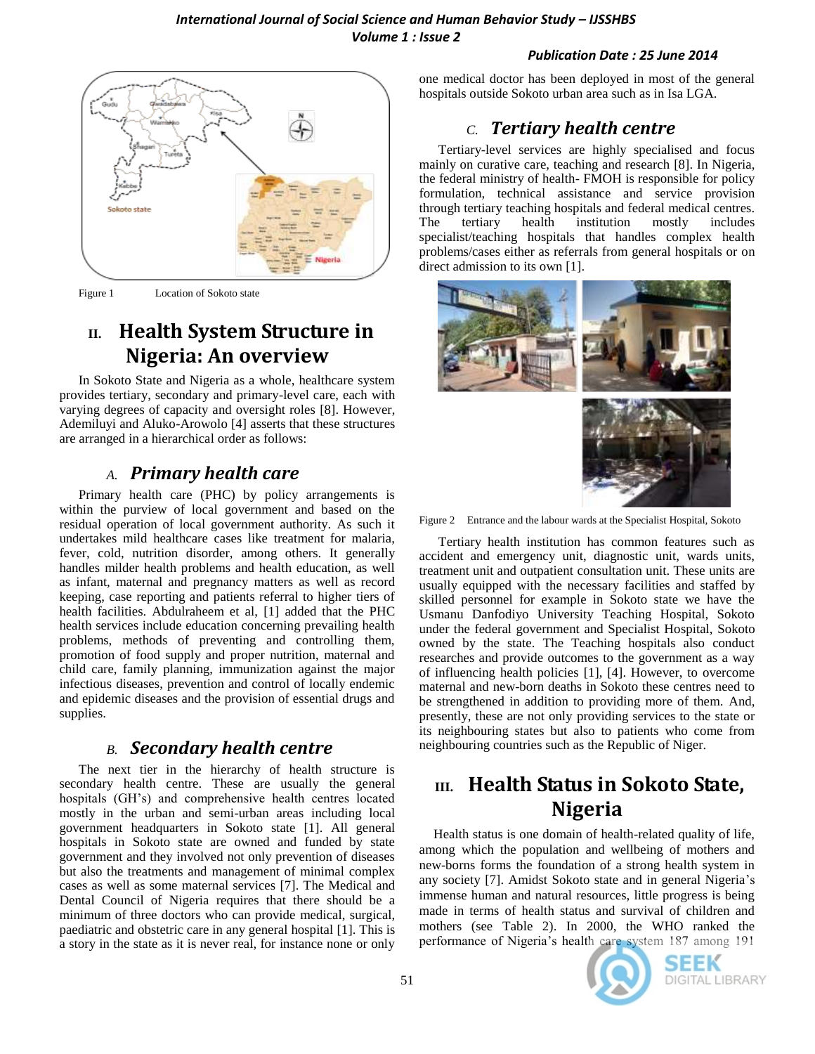Figure 1 Location of Sokoto state

## II. Health System Structure in Nigeria: An overview

In Sokoto State and Nigeria as a whole, healthcare system provides tertiary, secondary and primary-level care, each with varying degrees of capacity and oversight roles [8]. However, Ademiluyi and Aluko-Arowolo [4] asserts that these structures are arranged in a hierarchical order as follows:

### A. *Primary health care*

Primary health care (PHC) by policy arrangements is within the purview of local government and based on the residual operation of local government authority. As such it undertakes mild healthcare cases like treatment for malaria, fever, cold, nutrition disorder, among others. It generally handles milder health problems and health education, as well as infant, maternal and pregnancy matters as well as record keeping, case reporting and patients referral to higher tiers of health facilities. Abdulraheem et al, [1] added that the PHC health services include education concerning prevailing health problems, methods of preventing and controlling them, promotion of food supply and proper nutrition, maternal and child care, family planning, immunization against the major infectious diseases, prevention and control of locally endemic and epidemic diseases and the provision of essential drugs and supplies.

### B. *Secondary health centre*

The next tier in the hierarchy of health structure is secondary health centre. These are usually the general hospitals (GH's) and comprehensive health centres located mostly in the urban and semi-urban areas including local government headquarters in Sokoto state [1]. All general hospitals in Sokoto state are owned and funded by state government and they involved not only prevention of diseases but also the treatments and management of minimal complex cases as well as some maternal services [7]. The Medical and Dental Council of Nigeria requires that there should be a minimum of three doctors who can provide medical, surgical, paediatric and obstetric care in any general hospital [1]. This is a story in the state as it is never real, for instance none or only one medical doctor has been deployed in most of the general hospitals outside Sokoto urban area such as in Isa LGA.

### C. *Tertiary health centre*

Tertiary-level services are highly specialised and focus mainly on curative care, teaching and research [8]. In Nigeria, the federal ministry of health- FMOH is responsible for policy formulation, technical assistance and service provision through tertiary teaching hospitals and federal medical centres. The tertiary health institution mostly includes specialist/teaching hospitals that handles complex health problems/cases either as referrals from general hospitals or on direct admission to its own [1].

Figure 2 Entrance and the labour wards at the Specialist Hospital, Sokoto

Tertiary health institution has common features such as accident and emergency unit, diagnostic unit, wards units, treatment unit and outpatient consultation unit. These units are usually equipped with the necessary facilities and staffed by skilled personnel for example in Sokoto state we have the Usmanu Danfodiyo University Teaching Hospital, Sokoto under the federal government and Specialist Hospital, Sokoto owned by the state. The Teaching hospitals also conduct researches and provide outcomes to the government as a way of influencing health policies [1], [4]. However, to overcome maternal and new-born deaths in Sokoto these centres need to be strengthened in addition to providing more of them. And, presently, these are not only providing services to the state or its neighbouring states but also to patients who come from neighbouring countries such as the Republic of Niger.

## III. Health Status in Sokoto State, Nigeria

Health status is one domain of health-related quality of life, among which the population and wellbeing of mothers and new-borns forms the foundation of a strong health system in any society [7]. Amidst Sokoto state and in general Nigeria's immense human and natural resources, little progress is being made in terms of health status and survival of children and mothers (see Table 2). In 2000, the WHO ranked the performance of Nigeria's health care system 187 among 191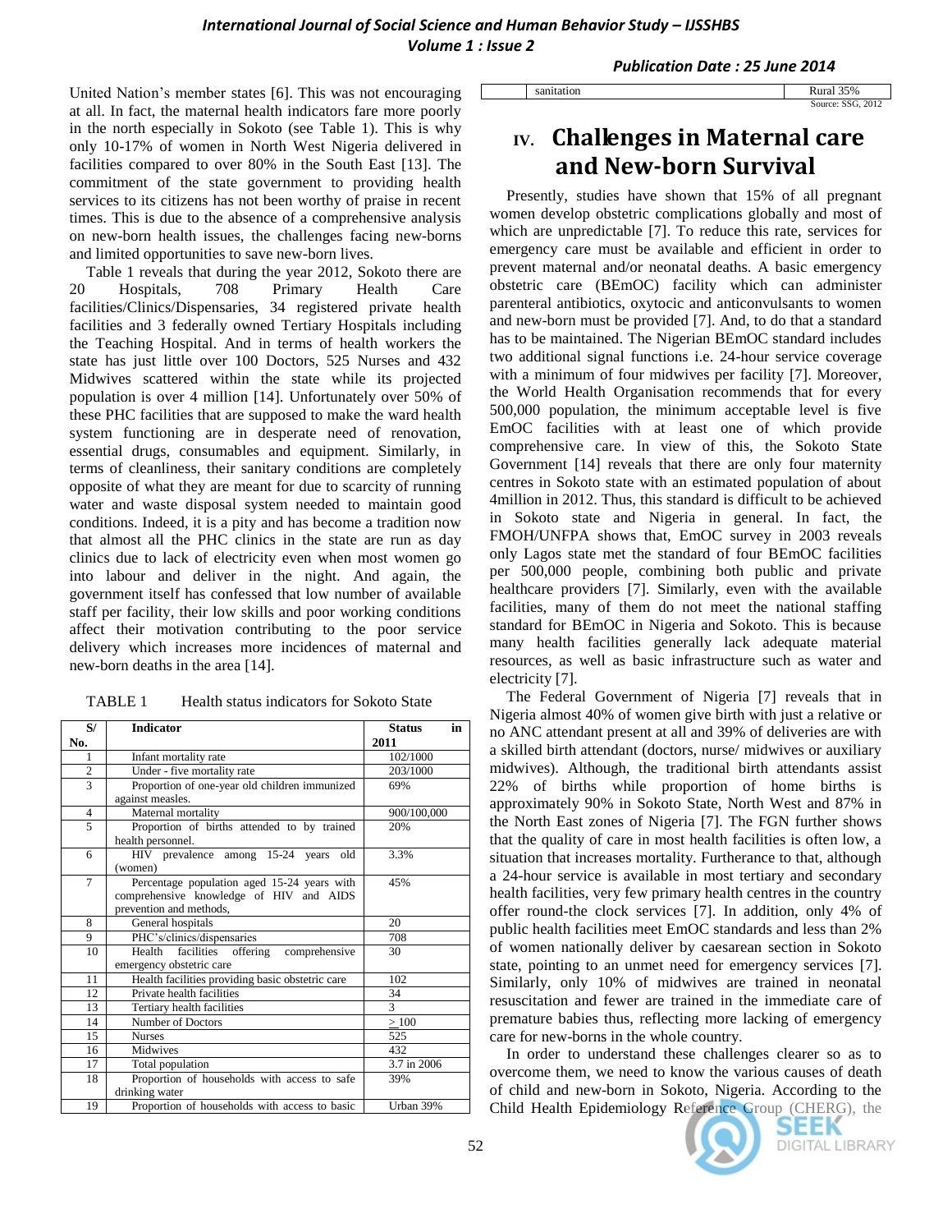United Nation's member states [6]. This was not encouraging at all. In fact, the maternal health indicators fare more poorly in the north especially in Sokoto (see Table 1). This is why only 10-17% of women in North West Nigeria delivered in facilities compared to over 80% in the South East [13]. The commitment of the state government to providing health services to its citizens has not been worthy of praise in recent times. This is due to the absence of a comprehensive analysis on new-born health issues, the challenges facing new-borns and limited opportunities to save new-born lives.

Table 1 reveals that during the year 2012, Sokoto there are 20 Hospitals, 708 Primary Health Care facilities/Clinics/Dispensaries, 34 registered private health facilities and 3 federally owned Tertiary Hospitals including the Teaching Hospital. And in terms of health workers the state has just little over 100 Doctors, 525 Nurses and 432 Midwives scattered within the state while its projected population is over 4 million [14]. Unfortunately over 50% of these PHC facilities that are supposed to make the ward health system functioning are in desperate need of renovation, essential drugs, consumables and equipment. Similarly, in terms of cleanliness, their sanitary conditions are completely opposite of what they are meant for due to scarcity of running water and waste disposal system needed to maintain good conditions. Indeed, it is a pity and has become a tradition now that almost all the PHC clinics in the state are run as day clinics due to lack of electricity even when most women go into labour and deliver in the night. And again, the government itself has confessed that low number of available staff per facility, their low skills and poor working conditions affect their motivation contributing to the poor service delivery which increases more incidences of maternal and new-born deaths in the area [14].

TABLE 1 Health status indicators for Sokoto State

| S/ No. | Indicator | Status in 2011 |
|---|---|---|
| 1 | Infant mortality rate | 102/1000 |
| 2 | Under - five mortality rate | 203/1000 |
| 3 | Proportion of one-year old children immunized against measles. | 69% |
| 4 | Maternal mortality | 900/100,000 |
| 5 | Proportion of births attended to by trained health personnel. | 20% |
| 6 | HIV prevalence among 15-24 years old (women) | 3.3% |
| 7 | Percentage population aged 15-24 years with comprehensive knowledge of HIV and AIDS prevention and methods, | 45% |
| 8 | General hospitals | 20 |
| 9 | PHC's/clinics/dispensaries | 708 |
| 10 | Health facilities offering comprehensive emergency obstetric care | 30 |
| 11 | Health facilities providing basic obstetric care | 102 |
| 12 | Private health facilities | 34 |
| 13 | Tertiary health facilities | 3 |
| 14 | Number of Doctors | $\geq$ 100 |
| 15 | Nurses | 525 |
| 16 | Midwives | 432 |
| 17 | Total population | 3.7 in 2006 |
| 18 | Proportion of households with access to safe drinking water | 39% |
| 19 | Proportion of households with access to basic sanitation | Urban 39% Rural 35% |

Source: SSG, 2012

# IV. Challenges in Maternal care and New-born Survival

Presently, studies have shown that 15% of all pregnant women develop obstetric complications globally and most of which are unpredictable [7]. To reduce this rate, services for emergency care must be available and efficient in order to prevent maternal and/or neonatal deaths. A basic emergency obstetric care (BEmOC) facility which can administer parenteral antibiotics, oxytocic and anticonvulsants to women and new-born must be provided [7]. And, to do that a standard has to be maintained. The Nigerian BEmOC standard includes two additional signal functions i.e. 24-hour service coverage with a minimum of four midwives per facility [7]. Moreover, the World Health Organisation recommends that for every 500,000 population, the minimum acceptable level is five EmOC facilities with at least one of which provide comprehensive care. In view of this, the Sokoto State Government [14] reveals that there are only four maternity centres in Sokoto state with an estimated population of about 4million in 2012. Thus, this standard is difficult to be achieved in Sokoto state and Nigeria in general. In fact, the FMOH/UNFPA shows that, EmOC survey in 2003 reveals only Lagos state met the standard of four BEmOC facilities per 500,000 people, combining both public and private healthcare providers [7]. Similarly, even with the available facilities, many of them do not meet the national staffing standard for BEmOC in Nigeria and Sokoto. This is because many health facilities generally lack adequate material resources, as well as basic infrastructure such as water and electricity [7].

The Federal Government of Nigeria [7] reveals that in Nigeria almost 40% of women give birth with just a relative or no ANC attendant present at all and 39% of deliveries are with a skilled birth attendant (doctors, nurse/ midwives or auxiliary midwives). Although, the traditional birth attendants assist 22% of births while proportion of home births is approximately 90% in Sokoto State, North West and 87% in the North East zones of Nigeria [7]. The FGN further shows that the quality of care in most health facilities is often low, a situation that increases mortality. Furtherance to that, although a 24-hour service is available in most tertiary and secondary health facilities, very few primary health centres in the country offer round-the clock services [7]. In addition, only 4% of public health facilities meet EmOC standards and less than 2% of women nationally deliver by caesarean section in Sokoto state, pointing to an unmet need for emergency services [7]. Similarly, only 10% of midwives are trained in neonatal resuscitation and fewer are trained in the immediate care of premature babies thus, reflecting more lacking of emergency care for new-borns in the whole country.

In order to understand these challenges clearer so as to overcome them, we need to know the various causes of death of child and new-born in Sokoto, Nigeria. According to the Child Health Epidemiology Reference Group (CHERG), the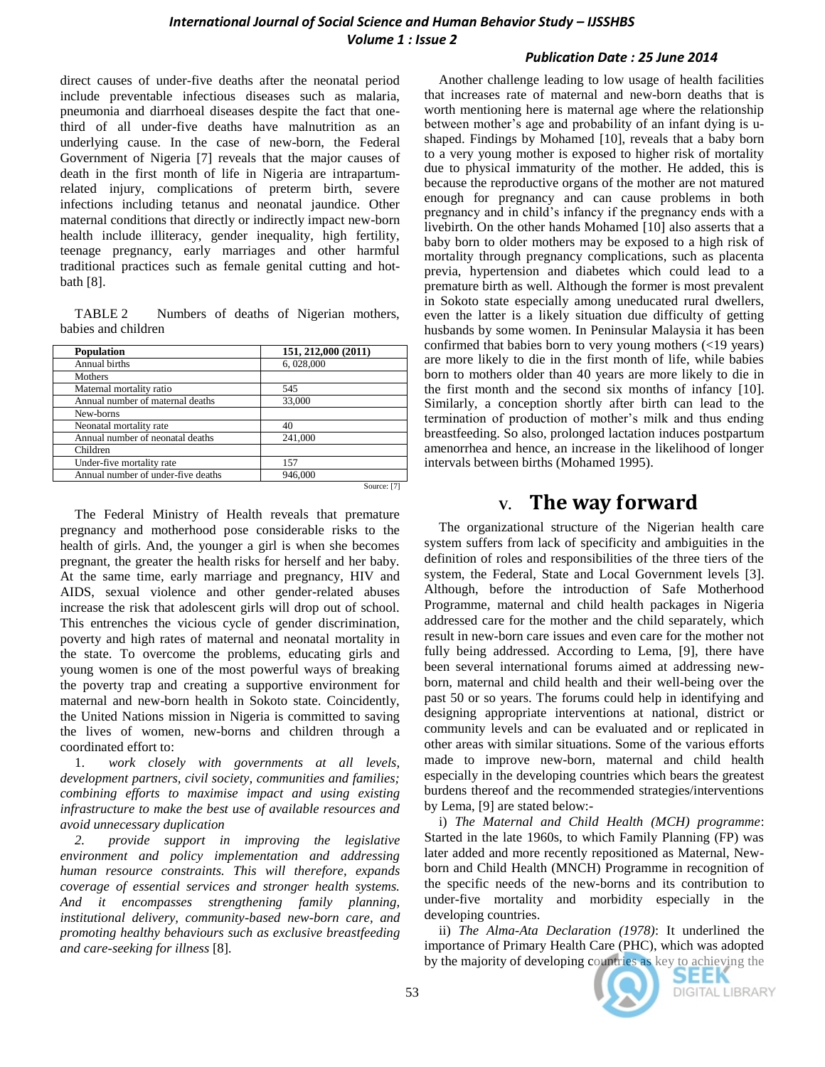direct causes of under-five deaths after the neonatal period include preventable infectious diseases such as malaria, pneumonia and diarrhoeal diseases despite the fact that one-third of all under-five deaths have malnutrition as an underlying cause. In the case of new-born, the Federal Government of Nigeria [7] reveals that the major causes of death in the first month of life in Nigeria are intrapartum-related injury, complications of preterm birth, severe infections including tetanus and neonatal jaundice. Other maternal conditions that directly or indirectly impact new-born health include illiteracy, gender inequality, high fertility, teenage pregnancy, early marriages and other harmful traditional practices such as female genital cutting and hot-bath [8].

TABLE 2 Numbers of deaths of Nigerian mothers, babies and children

| Population | 151, 212,000 (2011) |
|---|---|
| Annual births | 6, 028,000 |
| Mothers | |
| Maternal mortality ratio | 545 |
| Annual number of maternal deaths | 33,000 |
| New-borns | |
| Neonatal mortality rate | 40 |
| Annual number of neonatal deaths | 241,000 |
| Children | |
| Under-five mortality rate | 157 |
| Annual number of under-five deaths | 946,000 |

Source: [7]

The Federal Ministry of Health reveals that premature pregnancy and motherhood pose considerable risks to the health of girls. And, the younger a girl is when she becomes pregnant, the greater the health risks for herself and her baby. At the same time, early marriage and pregnancy, HIV and AIDS, sexual violence and other gender-related abuses increase the risk that adolescent girls will drop out of school. This entrenches the vicious cycle of gender discrimination, poverty and high rates of maternal and neonatal mortality in the state. To overcome the problems, educating girls and young women is one of the most powerful ways of breaking the poverty trap and creating a supportive environment for maternal and new-born health in Sokoto state. Coincidently, the United Nations mission in Nigeria is committed to saving the lives of women, new-borns and children through a coordinated effort to:

1. *work closely with governments at all levels, development partners, civil society, communities and families; combining efforts to maximise impact and using existing infrastructure to make the best use of available resources and avoid unnecessary duplication*

2. *provide support in improving the legislative environment and policy implementation and addressing human resource constraints. This will therefore, expands coverage of essential services and stronger health systems. And it encompasses strengthening family planning, institutional delivery, community-based new-born care, and promoting healthy behaviours such as exclusive breastfeeding and care-seeking for illness* [8].

Another challenge leading to low usage of health facilities that increases rate of maternal and new-born deaths that is worth mentioning here is maternal age where the relationship between mother's age and probability of an infant dying is u-shaped. Findings by Mohamed [10], reveals that a baby born to a very young mother is exposed to higher risk of mortality due to physical immaturity of the mother. He added, this is because the reproductive organs of the mother are not matured enough for pregnancy and can cause problems in both pregnancy and in child's infancy if the pregnancy ends with a livebirth. On the other hands Mohamed [10] also asserts that a baby born to older mothers may be exposed to a high risk of mortality through pregnancy complications, such as placenta previa, hypertension and diabetes which could lead to a premature birth as well. Although the former is most prevalent in Sokoto state especially among uneducated rural dwellers, even the latter is a likely situation due difficulty of getting husbands by some women. In Peninsular Malaysia it has been confirmed that babies born to very young mothers (<19 years) are more likely to die in the first month of life, while babies born to mothers older than 40 years are more likely to die in the first month and the second six months of infancy [10]. Similarly, a conception shortly after birth can lead to the termination of production of mother's milk and thus ending breastfeeding. So also, prolonged lactation induces postpartum amenorrhea and hence, an increase in the likelihood of longer intervals between births (Mohamed 1995).

## V. The way forward

The organizational structure of the Nigerian health care system suffers from lack of specificity and ambiguities in the definition of roles and responsibilities of the three tiers of the system, the Federal, State and Local Government levels [3]. Although, before the introduction of Safe Motherhood Programme, maternal and child health packages in Nigeria addressed care for the mother and the child separately, which result in new-born care issues and even care for the mother not fully being addressed. According to Lema, [9], there have been several international forums aimed at addressing new-born, maternal and child health and their well-being over the past 50 or so years. The forums could help in identifying and designing appropriate interventions at national, district or community levels and can be evaluated and or replicated in other areas with similar situations. Some of the various efforts made to improve new-born, maternal and child health especially in the developing countries which bears the greatest burdens thereof and the recommended strategies/interventions by Lema, [9] are stated below:-

i) *The Maternal and Child Health (MCH) programme*: Started in the late 1960s, to which Family Planning (FP) was later added and more recently repositioned as Maternal, New-born and Child Health (MNCH) Programme in recognition of the specific needs of the new-borns and its contribution to under-five mortality and morbidity especially in the developing countries.

ii) *The Alma-Ata Declaration (1978)*: It underlined the importance of Primary Health Care (PHC), which was adopted by the majority of developing countries as key to achieving the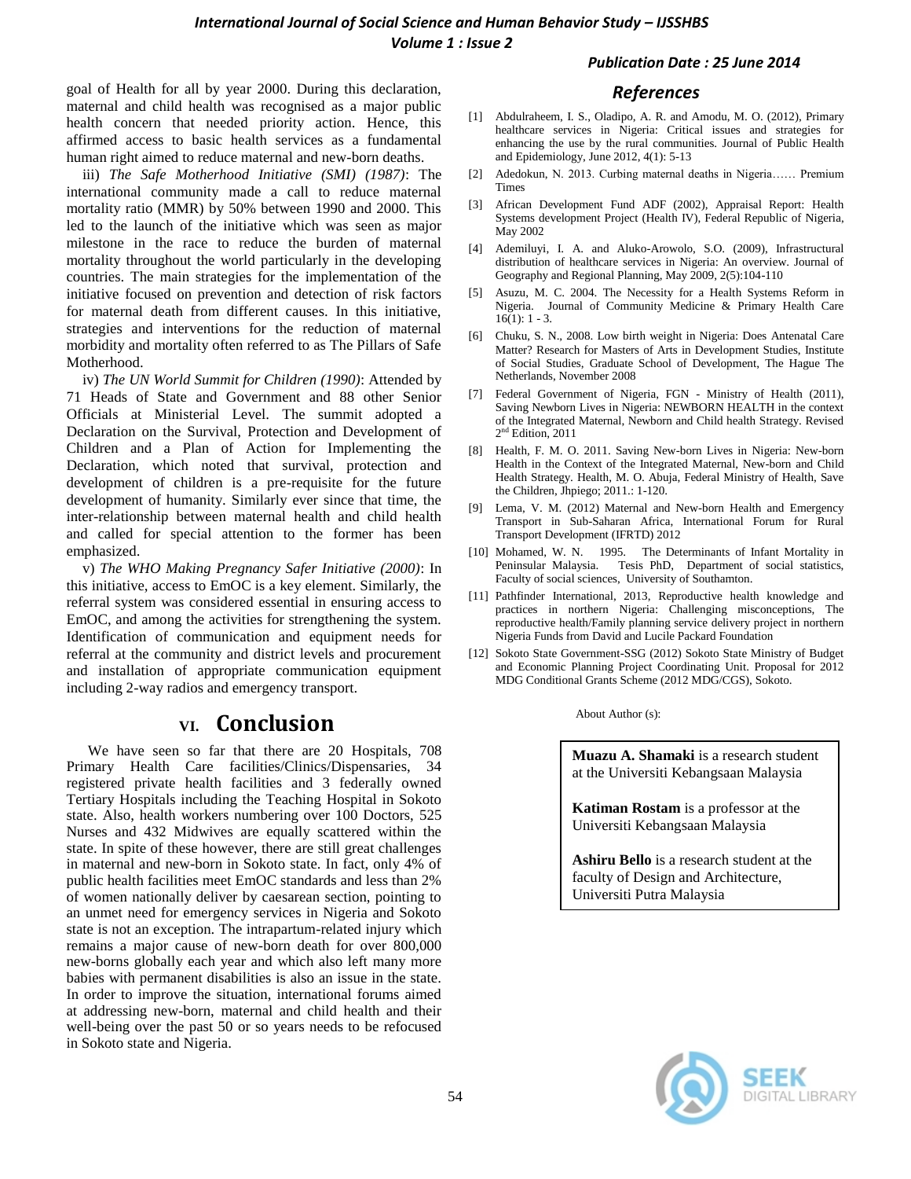goal of Health for all by year 2000. During this declaration, maternal and child health was recognised as a major public health concern that needed priority action. Hence, this affirmed access to basic health services as a fundamental human right aimed to reduce maternal and new-born deaths.

iii) *The Safe Motherhood Initiative (SMI) (1987)*: The international community made a call to reduce maternal mortality ratio (MMR) by 50% between 1990 and 2000. This led to the launch of the initiative which was seen as major milestone in the race to reduce the burden of maternal mortality throughout the world particularly in the developing countries. The main strategies for the implementation of the initiative focused on prevention and detection of risk factors for maternal death from different causes. In this initiative, strategies and interventions for the reduction of maternal morbidity and mortality often referred to as The Pillars of Safe Motherhood.

iv) *The UN World Summit for Children (1990)*: Attended by 71 Heads of State and Government and 88 other Senior Officials at Ministerial Level. The summit adopted a Declaration on the Survival, Protection and Development of Children and a Plan of Action for Implementing the Declaration, which noted that survival, protection and development of children is a pre-requisite for the future development of humanity. Similarly ever since that time, the inter-relationship between maternal health and child health and called for special attention to the former has been emphasized.

v) *The WHO Making Pregnancy Safer Initiative (2000)*: In this initiative, access to EmOC is a key element. Similarly, the referral system was considered essential in ensuring access to EmOC, and among the activities for strengthening the system. Identification of communication and equipment needs for referral at the community and district levels and procurement and installation of appropriate communication equipment including 2-way radios and emergency transport.

## VI. Conclusion

We have seen so far that there are 20 Hospitals, 708 Primary Health Care facilities/Clinics/Dispensaries, 34 registered private health facilities and 3 federally owned Tertiary Hospitals including the Teaching Hospital in Sokoto state. Also, health workers numbering over 100 Doctors, 525 Nurses and 432 Midwives are equally scattered within the state. In spite of these however, there are still great challenges in maternal and new-born in Sokoto state. In fact, only 4% of public health facilities meet EmOC standards and less than 2% of women nationally deliver by caesarean section, pointing to an unmet need for emergency services in Nigeria and Sokoto state is not an exception. The intrapartum-related injury which remains a major cause of new-born death for over 800,000 new-borns globally each year and which also left many more babies with permanent disabilities is also an issue in the state. In order to improve the situation, international forums aimed at addressing new-born, maternal and child health and their well-being over the past 50 or so years needs to be refocused in Sokoto state and Nigeria.

## References

[1] Abdulraheem, I. S., Oladipo, A. R. and Amodu, M. O. (2012), Primary healthcare services in Nigeria: Critical issues and strategies for enhancing the use by the rural communities. Journal of Public Health and Epidemiology, June 2012, 4(1): 5-13

[2] Adedokun, N. 2013. Curbing maternal deaths in Nigeria…… Premium Times

[3] African Development Fund ADF (2002), Appraisal Report: Health Systems development Project (Health IV), Federal Republic of Nigeria, May 2002

[4] Ademiluyi, I. A. and Aluko-Arowolo, S.O. (2009), Infrastructural distribution of healthcare services in Nigeria: An overview. Journal of Geography and Regional Planning, May 2009, 2(5):104-110

[5] Asuzu, M. C. 2004. The Necessity for a Health Systems Reform in Nigeria. Journal of Community Medicine & Primary Health Care 16(1): 1 - 3.

[6] Chuku, S. N., 2008. Low birth weight in Nigeria: Does Antenatal Care Matter? Research for Masters of Arts in Development Studies, Institute of Social Studies, Graduate School of Development, The Hague The Netherlands, November 2008

[7] Federal Government of Nigeria, FGN - Ministry of Health (2011), Saving Newborn Lives in Nigeria: NEWBORN HEALTH in the context of the Integrated Maternal, Newborn and Child health Strategy. Revised 2nd Edition, 2011

[8] Health, F. M. O. 2011. Saving New-born Lives in Nigeria: New-born Health in the Context of the Integrated Maternal, New-born and Child Health Strategy. Health, M. O. Abuja, Federal Ministry of Health, Save the Children, Jhpiego; 2011.: 1-120.

[9] Lema, V. M. (2012) Maternal and New-born Health and Emergency Transport in Sub-Saharan Africa, International Forum for Rural Transport Development (IFRTD) 2012

[10] Mohamed, W. N. 1995. The Determinants of Infant Mortality in Peninsular Malaysia. Tesis PhD, Department of social statistics, Faculty of social sciences, University of Southamton.

[11] Pathfinder International, 2013, Reproductive health knowledge and practices in northern Nigeria: Challenging misconceptions, The reproductive health/Family planning service delivery project in northern Nigeria Funds from David and Lucile Packard Foundation

[12] Sokoto State Government-SSG (2012) Sokoto State Ministry of Budget and Economic Planning Project Coordinating Unit. Proposal for 2012 MDG Conditional Grants Scheme (2012 MDG/CGS), Sokoto.

About Author (s):

**Muazu A. Shamaki** is a research student at the Universiti Kebangsaan Malaysia

**Katiman Rostam** is a professor at the Universiti Kebangsaan Malaysia

**Ashiru Bello** is a research student at the faculty of Design and Architecture, Universiti Putra Malaysia